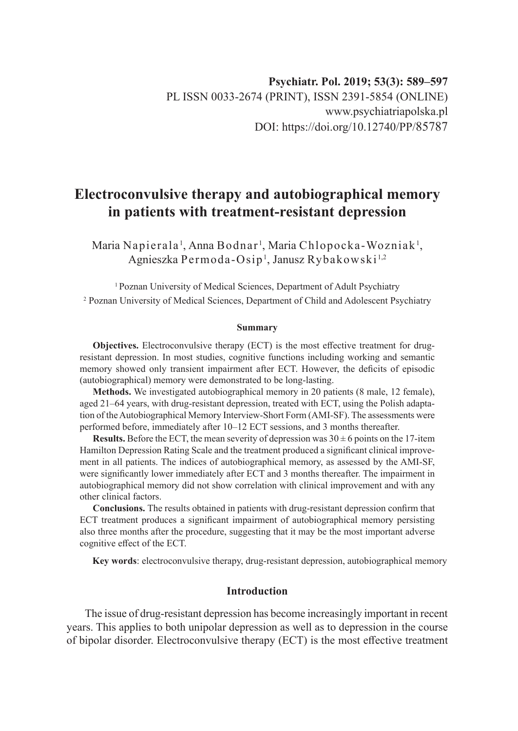Psychiatr. Pol. 2019; 53(3): 589–597
PL ISSN 0033-2674 (PRINT), ISSN 2391-5854 (ONLINE)
www.psychiatriapolska.pl
DOI: https://doi.org/10.12740/PP/85787

# Electroconvulsive therapy and autobiographical memory in patients with treatment-resistant depression

Maria Napierala[1], Anna Bodnar[1], Maria Chlopocka-Wozniak[1], Agnieszka Permoda-Osip[1], Janusz Rybakowski[1,2]

[1] Poznan University of Medical Sciences, Department of Adult Psychiatry
[2] Poznan University of Medical Sciences, Department of Child and Adolescent Psychiatry

### Summary

**Objectives.** Electroconvulsive therapy (ECT) is the most effective treatment for drug-resistant depression. In most studies, cognitive functions including working and semantic memory showed only transient impairment after ECT. However, the deficits of episodic (autobiographical) memory were demonstrated to be long-lasting.

**Methods.** We investigated autobiographical memory in 20 patients (8 male, 12 female), aged 21–64 years, with drug-resistant depression, treated with ECT, using the Polish adaptation of the Autobiographical Memory Interview-Short Form (AMI-SF). The assessments were performed before, immediately after 10–12 ECT sessions, and 3 months thereafter.

**Results.** Before the ECT, the mean severity of depression was $30 \pm 6$ points on the 17-item Hamilton Depression Rating Scale and the treatment produced a significant clinical improvement in all patients. The indices of autobiographical memory, as assessed by the AMI-SF, were significantly lower immediately after ECT and 3 months thereafter. The impairment in autobiographical memory did not show correlation with clinical improvement and with any other clinical factors.

**Conclusions.** The results obtained in patients with drug-resistant depression confirm that ECT treatment produces a significant impairment of autobiographical memory persisting also three months after the procedure, suggesting that it may be the most important adverse cognitive effect of the ECT.

**Key words**: electroconvulsive therapy, drug-resistant depression, autobiographical memory

## Introduction

The issue of drug-resistant depression has become increasingly important in recent years. This applies to both unipolar depression as well as to depression in the course of bipolar disorder. Electroconvulsive therapy (ECT) is the most effective treatment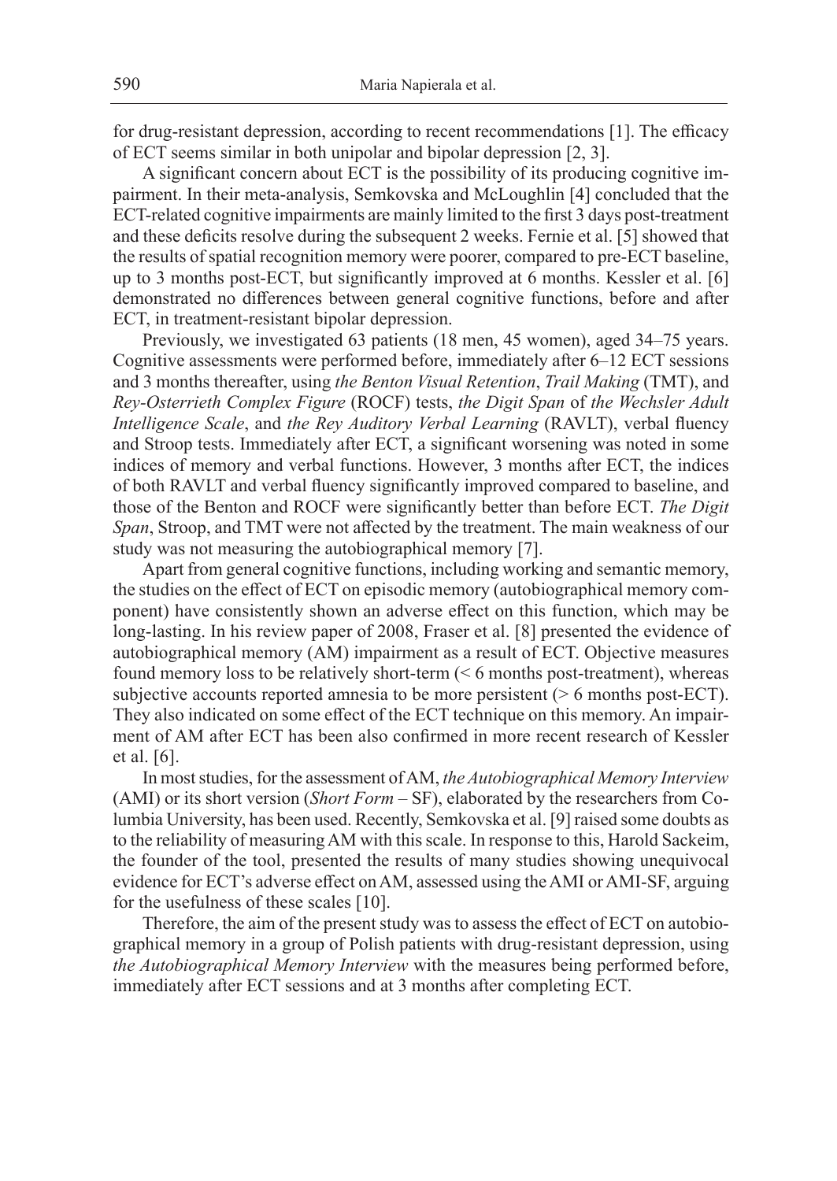for drug-resistant depression, according to recent recommendations [1]. The efficacy of ECT seems similar in both unipolar and bipolar depression [2, 3].

A significant concern about ECT is the possibility of its producing cognitive impairment. In their meta-analysis, Semkovska and McLoughlin [4] concluded that the ECT-related cognitive impairments are mainly limited to the first 3 days post-treatment and these deficits resolve during the subsequent 2 weeks. Fernie et al. [5] showed that the results of spatial recognition memory were poorer, compared to pre-ECT baseline, up to 3 months post-ECT, but significantly improved at 6 months. Kessler et al. [6] demonstrated no differences between general cognitive functions, before and after ECT, in treatment-resistant bipolar depression.

Previously, we investigated 63 patients (18 men, 45 women), aged 34–75 years. Cognitive assessments were performed before, immediately after 6–12 ECT sessions and 3 months thereafter, using *the Benton Visual Retention*, *Trail Making* (TMT), and *Rey-Osterrieth Complex Figure* (ROCF) tests, *the Digit Span* of *the Wechsler Adult Intelligence Scale*, and *the Rey Auditory Verbal Learning* (RAVLT), verbal fluency and Stroop tests. Immediately after ECT, a significant worsening was noted in some indices of memory and verbal functions. However, 3 months after ECT, the indices of both RAVLT and verbal fluency significantly improved compared to baseline, and those of the Benton and ROCF were significantly better than before ECT. *The Digit Span*, Stroop, and TMT were not affected by the treatment. The main weakness of our study was not measuring the autobiographical memory [7].

Apart from general cognitive functions, including working and semantic memory, the studies on the effect of ECT on episodic memory (autobiographical memory component) have consistently shown an adverse effect on this function, which may be long-lasting. In his review paper of 2008, Fraser et al. [8] presented the evidence of autobiographical memory (AM) impairment as a result of ECT. Objective measures found memory loss to be relatively short-term (< 6 months post-treatment), whereas subjective accounts reported amnesia to be more persistent (> 6 months post-ECT). They also indicated on some effect of the ECT technique on this memory. An impairment of AM after ECT has been also confirmed in more recent research of Kessler et al. [6].

In most studies, for the assessment of AM, *the Autobiographical Memory Interview* (AMI) or its short version (*Short Form* – SF), elaborated by the researchers from Columbia University, has been used. Recently, Semkovska et al. [9] raised some doubts as to the reliability of measuring AM with this scale. In response to this, Harold Sackeim, the founder of the tool, presented the results of many studies showing unequivocal evidence for ECT's adverse effect on AM, assessed using the AMI or AMI-SF, arguing for the usefulness of these scales [10].

Therefore, the aim of the present study was to assess the effect of ECT on autobiographical memory in a group of Polish patients with drug-resistant depression, using *the Autobiographical Memory Interview* with the measures being performed before, immediately after ECT sessions and at 3 months after completing ECT.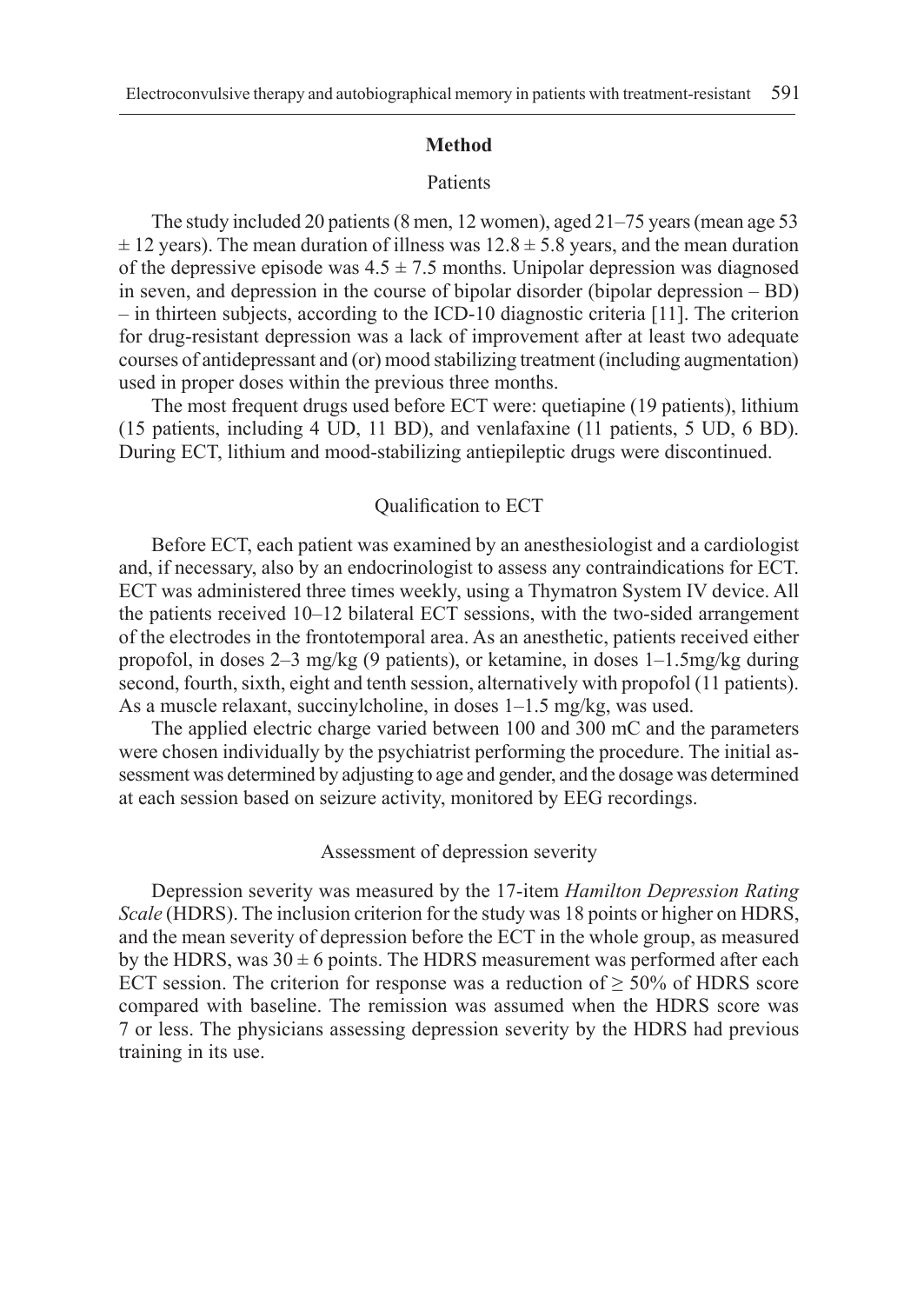## Method

### Patients

The study included 20 patients (8 men, 12 women), aged 21–75 years (mean age 53 ± 12 years). The mean duration of illness was 12.8 ± 5.8 years, and the mean duration of the depressive episode was 4.5 ± 7.5 months. Unipolar depression was diagnosed in seven, and depression in the course of bipolar disorder (bipolar depression – BD) – in thirteen subjects, according to the ICD-10 diagnostic criteria [11]. The criterion for drug-resistant depression was a lack of improvement after at least two adequate courses of antidepressant and (or) mood stabilizing treatment (including augmentation) used in proper doses within the previous three months.

The most frequent drugs used before ECT were: quetiapine (19 patients), lithium (15 patients, including 4 UD, 11 BD), and venlafaxine (11 patients, 5 UD, 6 BD). During ECT, lithium and mood-stabilizing antiepileptic drugs were discontinued.

### Qualification to ECT

Before ECT, each patient was examined by an anesthesiologist and a cardiologist and, if necessary, also by an endocrinologist to assess any contraindications for ECT. ECT was administered three times weekly, using a Thymatron System IV device. All the patients received 10–12 bilateral ECT sessions, with the two-sided arrangement of the electrodes in the frontotemporal area. As an anesthetic, patients received either propofol, in doses 2–3 mg/kg (9 patients), or ketamine, in doses 1–1.5mg/kg during second, fourth, sixth, eight and tenth session, alternatively with propofol (11 patients). As a muscle relaxant, succinylcholine, in doses 1–1.5 mg/kg, was used.

The applied electric charge varied between 100 and 300 mC and the parameters were chosen individually by the psychiatrist performing the procedure. The initial assessment was determined by adjusting to age and gender, and the dosage was determined at each session based on seizure activity, monitored by EEG recordings.

### Assessment of depression severity

Depression severity was measured by the 17-item *Hamilton Depression Rating Scale* (HDRS). The inclusion criterion for the study was 18 points or higher on HDRS, and the mean severity of depression before the ECT in the whole group, as measured by the HDRS, was 30 ± 6 points. The HDRS measurement was performed after each ECT session. The criterion for response was a reduction of ≥ 50% of HDRS score compared with baseline. The remission was assumed when the HDRS score was 7 or less. The physicians assessing depression severity by the HDRS had previous training in its use.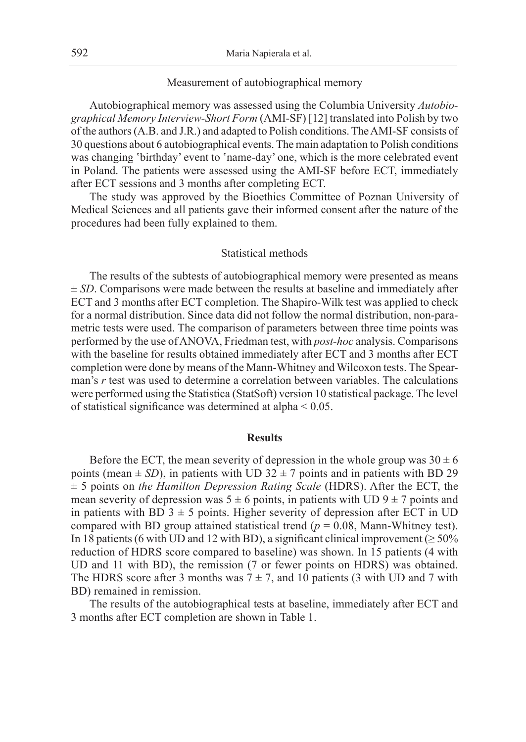### Measurement of autobiographical memory

Autobiographical memory was assessed using the Columbia University *Autobiographical Memory Interview-Short Form* (AMI-SF) [12] translated into Polish by two of the authors (A.B. and J.R.) and adapted to Polish conditions. The AMI-SF consists of 30 questions about 6 autobiographical events. The main adaptation to Polish conditions was changing 'birthday' event to 'name-day' one, which is the more celebrated event in Poland. The patients were assessed using the AMI-SF before ECT, immediately after ECT sessions and 3 months after completing ECT.

The study was approved by the Bioethics Committee of Poznan University of Medical Sciences and all patients gave their informed consent after the nature of the procedures had been fully explained to them.

### Statistical methods

The results of the subtests of autobiographical memory were presented as means ± *SD*. Comparisons were made between the results at baseline and immediately after ECT and 3 months after ECT completion. The Shapiro-Wilk test was applied to check for a normal distribution. Since data did not follow the normal distribution, non-parametric tests were used. The comparison of parameters between three time points was performed by the use of ANOVA, Friedman test, with *post-hoc* analysis. Comparisons with the baseline for results obtained immediately after ECT and 3 months after ECT completion were done by means of the Mann-Whitney and Wilcoxon tests. The Spearman's *r* test was used to determine a correlation between variables. The calculations were performed using the Statistica (StatSoft) version 10 statistical package. The level of statistical significance was determined at alpha < 0.05.

## Results

Before the ECT, the mean severity of depression in the whole group was 30 ± 6 points (mean ± *SD*), in patients with UD 32 ± 7 points and in patients with BD 29 ± 5 points on *the Hamilton Depression Rating Scale* (HDRS). After the ECT, the mean severity of depression was 5 ± 6 points, in patients with UD 9 ± 7 points and in patients with BD 3 ± 5 points. Higher severity of depression after ECT in UD compared with BD group attained statistical trend ($p = 0.08$, Mann-Whitney test). In 18 patients (6 with UD and 12 with BD), a significant clinical improvement (≥ 50% reduction of HDRS score compared to baseline) was shown. In 15 patients (4 with UD and 11 with BD), the remission (7 or fewer points on HDRS) was obtained. The HDRS score after 3 months was 7 ± 7, and 10 patients (3 with UD and 7 with BD) remained in remission.

The results of the autobiographical tests at baseline, immediately after ECT and 3 months after ECT completion are shown in Table 1.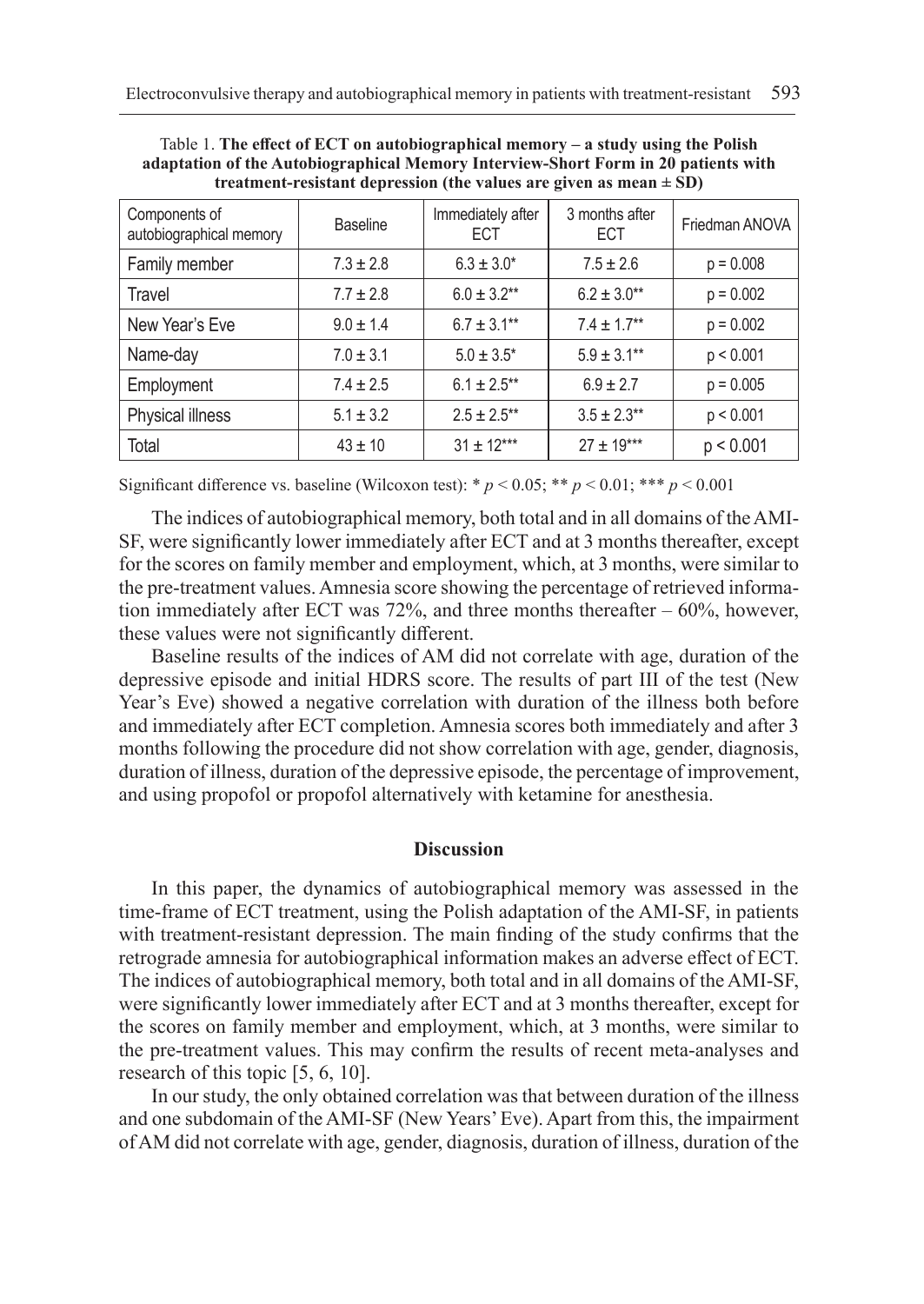Table 1. **The effect of ECT on autobiographical memory – a study using the Polish adaptation of the Autobiographical Memory Interview-Short Form in 20 patients with treatment-resistant depression (the values are given as mean ± SD)**

| Components of autobiographical memory | Baseline | Immediately after ECT | 3 months after ECT | Friedman ANOVA |
|---|---|---|---|---|
| Family member | 7.3 ± 2.8 | 6.3 ± 3.0* | 7.5 ± 2.6 | p = 0.008 |
| Travel | 7.7 ± 2.8 | 6.0 ± 3.2** | 6.2 ± 3.0** | p = 0.002 |
| New Year's Eve | 9.0 ± 1.4 | 6.7 ± 3.1** | 7.4 ± 1.7** | p = 0.002 |
| Name-day | 7.0 ± 3.1 | 5.0 ± 3.5* | 5.9 ± 3.1** | p < 0.001 |
| Employment | 7.4 ± 2.5 | 6.1 ± 2.5** | 6.9 ± 2.7 | p = 0.005 |
| Physical illness | 5.1 ± 3.2 | 2.5 ± 2.5** | 3.5 ± 2.3** | p < 0.001 |
| Total | 43 ± 10 | 31 ± 12*** | 27 ± 19*** | p < 0.001 |

Significant difference vs. baseline (Wilcoxon test): * $p < 0.05$; ** $p < 0.01$; *** $p < 0.001$

The indices of autobiographical memory, both total and in all domains of the AMI-SF, were significantly lower immediately after ECT and at 3 months thereafter, except for the scores on family member and employment, which, at 3 months, were similar to the pre-treatment values. Amnesia score showing the percentage of retrieved information immediately after ECT was 72%, and three months thereafter – 60%, however, these values were not significantly different.

Baseline results of the indices of AM did not correlate with age, duration of the depressive episode and initial HDRS score. The results of part III of the test (New Year's Eve) showed a negative correlation with duration of the illness both before and immediately after ECT completion. Amnesia scores both immediately and after 3 months following the procedure did not show correlation with age, gender, diagnosis, duration of illness, duration of the depressive episode, the percentage of improvement, and using propofol or propofol alternatively with ketamine for anesthesia.

## Discussion

In this paper, the dynamics of autobiographical memory was assessed in the time-frame of ECT treatment, using the Polish adaptation of the AMI-SF, in patients with treatment-resistant depression. The main finding of the study confirms that the retrograde amnesia for autobiographical information makes an adverse effect of ECT. The indices of autobiographical memory, both total and in all domains of the AMI-SF, were significantly lower immediately after ECT and at 3 months thereafter, except for the scores on family member and employment, which, at 3 months, were similar to the pre-treatment values. This may confirm the results of recent meta-analyses and research of this topic [5, 6, 10].

In our study, the only obtained correlation was that between duration of the illness and one subdomain of the AMI-SF (New Years' Eve). Apart from this, the impairment of AM did not correlate with age, gender, diagnosis, duration of illness, duration of the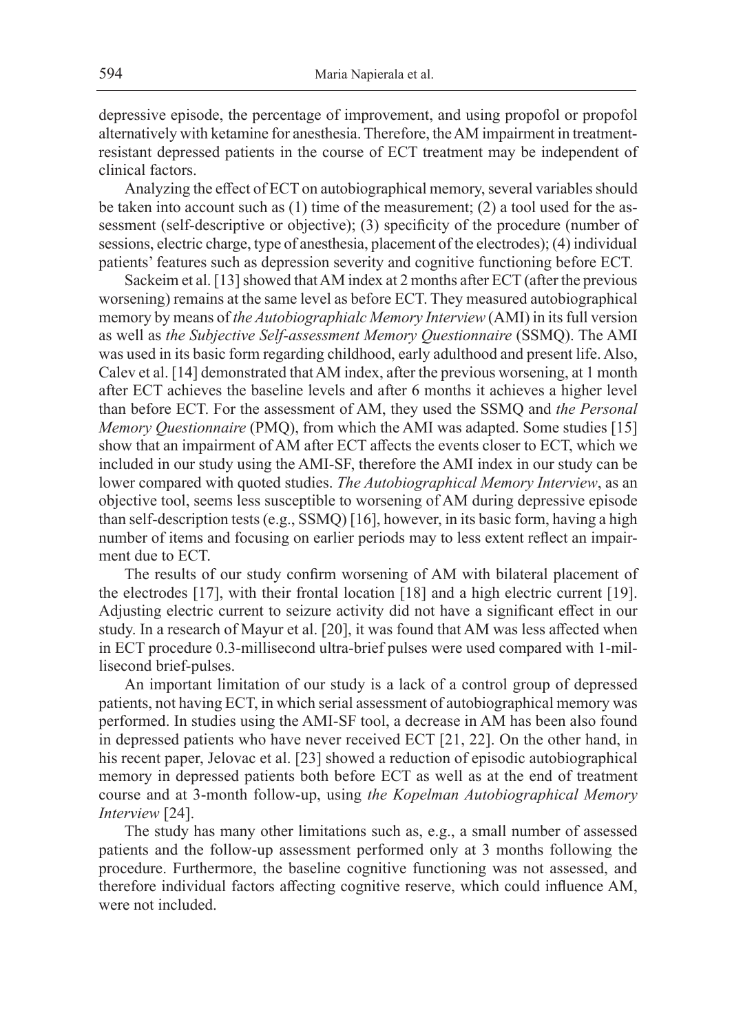depressive episode, the percentage of improvement, and using propofol or propofol alternatively with ketamine for anesthesia. Therefore, the AM impairment in treatment-resistant depressed patients in the course of ECT treatment may be independent of clinical factors.

Analyzing the effect of ECT on autobiographical memory, several variables should be taken into account such as (1) time of the measurement; (2) a tool used for the assessment (self-descriptive or objective); (3) specificity of the procedure (number of sessions, electric charge, type of anesthesia, placement of the electrodes); (4) individual patients' features such as depression severity and cognitive functioning before ECT.

Sackeim et al. [13] showed that AM index at 2 months after ECT (after the previous worsening) remains at the same level as before ECT. They measured autobiographical memory by means of *the Autobiographialc Memory Interview* (AMI) in its full version as well as *the Subjective Self-assessment Memory Questionnaire* (SSMQ). The AMI was used in its basic form regarding childhood, early adulthood and present life. Also, Calev et al. [14] demonstrated that AM index, after the previous worsening, at 1 month after ECT achieves the baseline levels and after 6 months it achieves a higher level than before ECT. For the assessment of AM, they used the SSMQ and *the Personal Memory Questionnaire* (PMQ), from which the AMI was adapted. Some studies [15] show that an impairment of AM after ECT affects the events closer to ECT, which we included in our study using the AMI-SF, therefore the AMI index in our study can be lower compared with quoted studies. *The Autobiographical Memory Interview*, as an objective tool, seems less susceptible to worsening of AM during depressive episode than self-description tests (e.g., SSMQ) [16], however, in its basic form, having a high number of items and focusing on earlier periods may to less extent reflect an impairment due to ECT.

The results of our study confirm worsening of AM with bilateral placement of the electrodes [17], with their frontal location [18] and a high electric current [19]. Adjusting electric current to seizure activity did not have a significant effect in our study. In a research of Mayur et al. [20], it was found that AM was less affected when in ECT procedure 0.3-millisecond ultra-brief pulses were used compared with 1-millisecond brief-pulses.

An important limitation of our study is a lack of a control group of depressed patients, not having ECT, in which serial assessment of autobiographical memory was performed. In studies using the AMI-SF tool, a decrease in AM has been also found in depressed patients who have never received ECT [21, 22]. On the other hand, in his recent paper, Jelovac et al. [23] showed a reduction of episodic autobiographical memory in depressed patients both before ECT as well as at the end of treatment course and at 3-month follow-up, using *the Kopelman Autobiographical Memory Interview* [24].

The study has many other limitations such as, e.g., a small number of assessed patients and the follow-up assessment performed only at 3 months following the procedure. Furthermore, the baseline cognitive functioning was not assessed, and therefore individual factors affecting cognitive reserve, which could influence AM, were not included.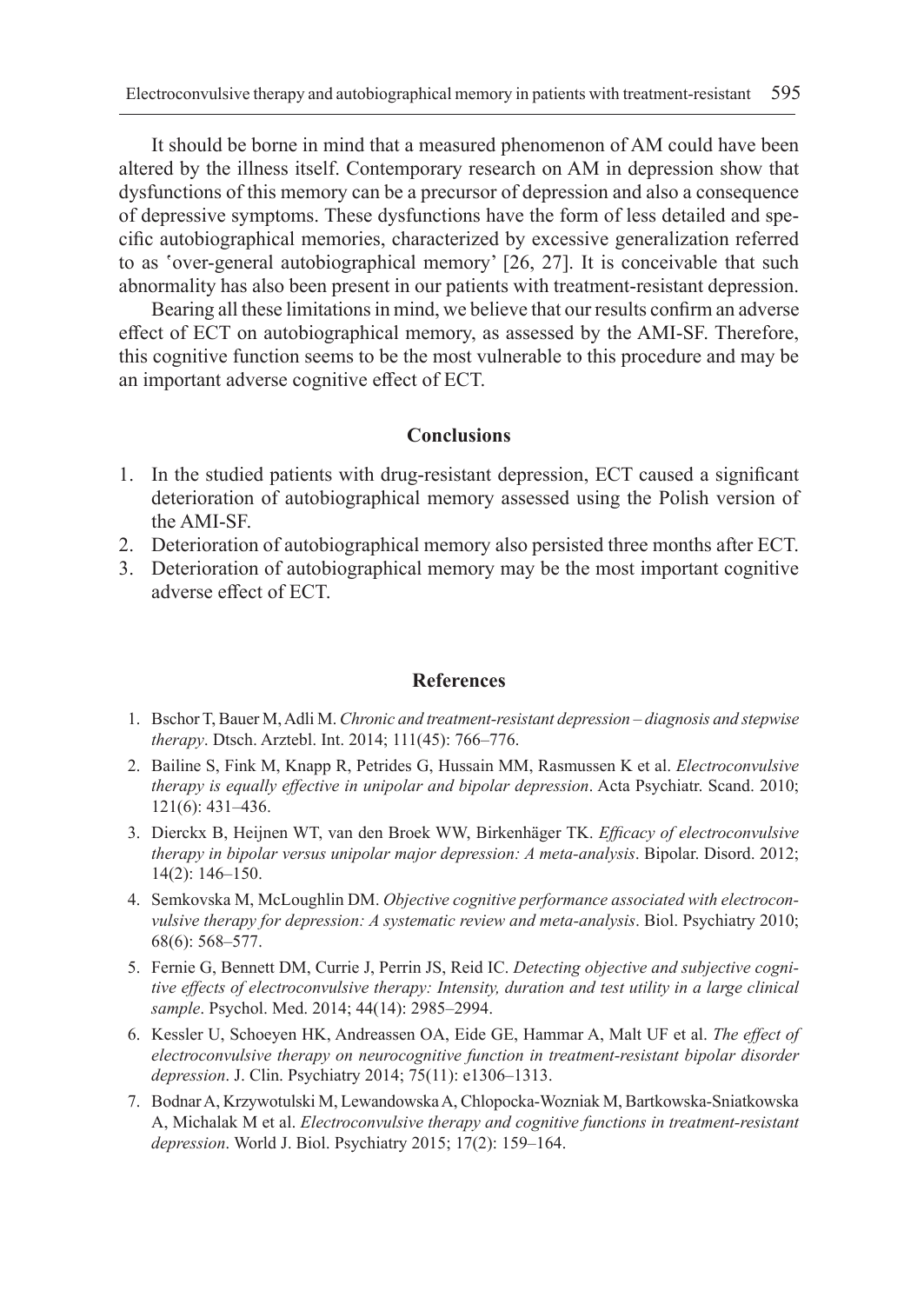It should be borne in mind that a measured phenomenon of AM could have been altered by the illness itself. Contemporary research on AM in depression show that dysfunctions of this memory can be a precursor of depression and also a consequence of depressive symptoms. These dysfunctions have the form of less detailed and specific autobiographical memories, characterized by excessive generalization referred to as 'over-general autobiographical memory' [26, 27]. It is conceivable that such abnormality has also been present in our patients with treatment-resistant depression.

Bearing all these limitations in mind, we believe that our results confirm an adverse effect of ECT on autobiographical memory, as assessed by the AMI-SF. Therefore, this cognitive function seems to be the most vulnerable to this procedure and may be an important adverse cognitive effect of ECT.

## Conclusions

1. In the studied patients with drug-resistant depression, ECT caused a significant deterioration of autobiographical memory assessed using the Polish version of the AMI-SF.
2. Deterioration of autobiographical memory also persisted three months after ECT.
3. Deterioration of autobiographical memory may be the most important cognitive adverse effect of ECT.

## References

1. Bschor T, Bauer M, Adli M. *Chronic and treatment-resistant depression – diagnosis and stepwise therapy*. Dtsch. Arztebl. Int. 2014; 111(45): 766–776.
2. Bailine S, Fink M, Knapp R, Petrides G, Hussain MM, Rasmussen K et al. *Electroconvulsive therapy is equally effective in unipolar and bipolar depression*. Acta Psychiatr. Scand. 2010; 121(6): 431–436.
3. Dierckx B, Heijnen WT, van den Broek WW, Birkenhäger TK. *Efficacy of electroconvulsive therapy in bipolar versus unipolar major depression: A meta-analysis*. Bipolar. Disord. 2012; 14(2): 146–150.
4. Semkovska M, McLoughlin DM. *Objective cognitive performance associated with electroconvulsive therapy for depression: A systematic review and meta-analysis*. Biol. Psychiatry 2010; 68(6): 568–577.
5. Fernie G, Bennett DM, Currie J, Perrin JS, Reid IC. *Detecting objective and subjective cognitive effects of electroconvulsive therapy: Intensity, duration and test utility in a large clinical sample*. Psychol. Med. 2014; 44(14): 2985–2994.
6. Kessler U, Schoeyen HK, Andreassen OA, Eide GE, Hammar A, Malt UF et al. *The effect of electroconvulsive therapy on neurocognitive function in treatment-resistant bipolar disorder depression*. J. Clin. Psychiatry 2014; 75(11): e1306–1313.
7. Bodnar A, Krzywotulski M, Lewandowska A, Chlopocka-Wozniak M, Bartkowska-Sniatkowska A, Michalak M et al. *Electroconvulsive therapy and cognitive functions in treatment-resistant depression*. World J. Biol. Psychiatry 2015; 17(2): 159–164.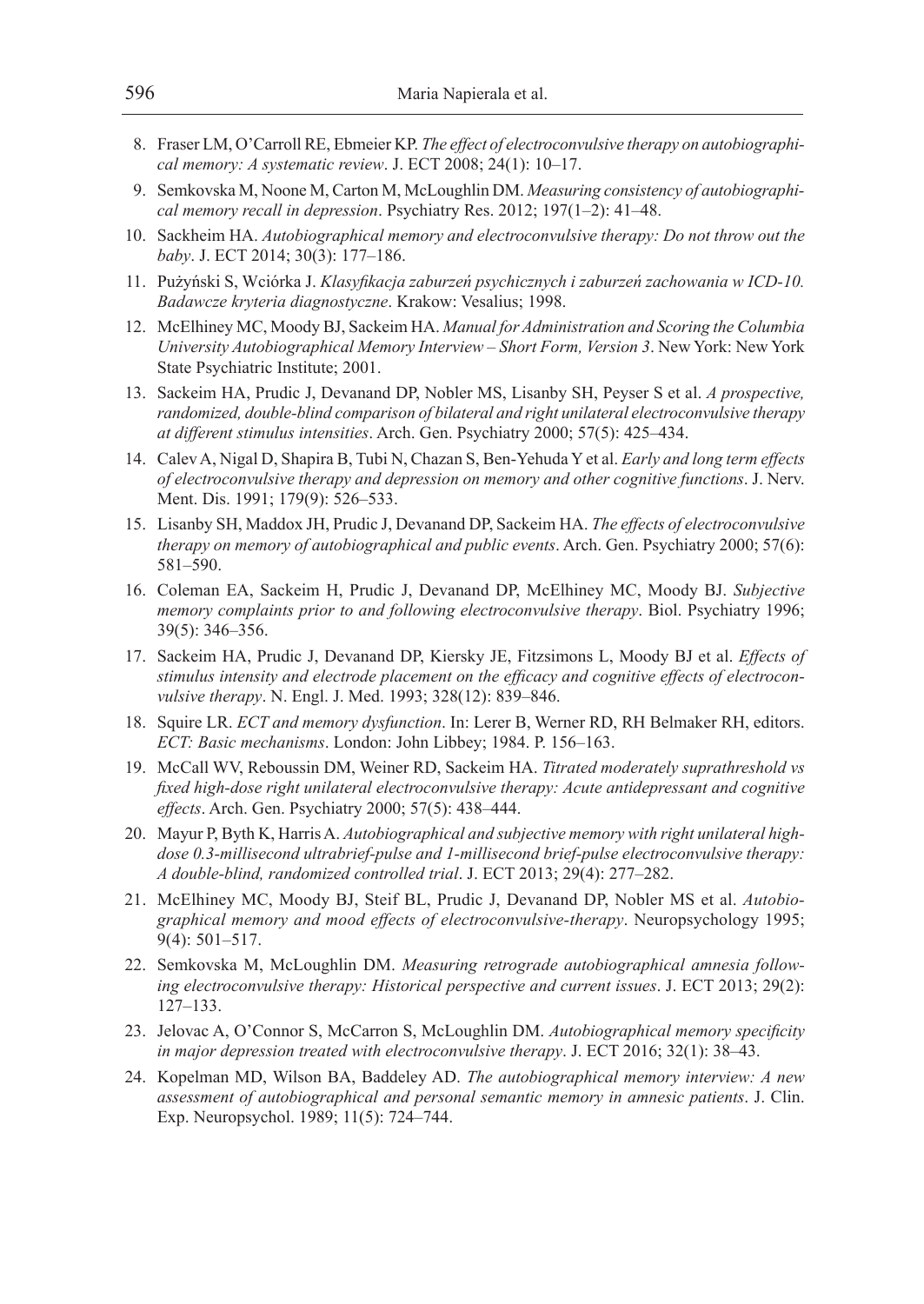8. Fraser LM, O'Carroll RE, Ebmeier KP. *The effect of electroconvulsive therapy on autobiographical memory: A systematic review*. J. ECT 2008; 24(1): 10–17.
9. Semkovska M, Noone M, Carton M, McLoughlin DM. *Measuring consistency of autobiographical memory recall in depression*. Psychiatry Res. 2012; 197(1–2): 41–48.
10. Sackheim HA. *Autobiographical memory and electroconvulsive therapy: Do not throw out the baby*. J. ECT 2014; 30(3): 177–186.
11. Pużyński S, Wciórka J. *Klasyfikacja zaburzeń psychicznych i zaburzeń zachowania w ICD-10. Badawcze kryteria diagnostyczne*. Krakow: Vesalius; 1998.
12. McElhiney MC, Moody BJ, Sackeim HA. *Manual for Administration and Scoring the Columbia University Autobiographical Memory Interview – Short Form, Version 3*. New York: New York State Psychiatric Institute; 2001.
13. Sackeim HA, Prudic J, Devanand DP, Nobler MS, Lisanby SH, Peyser S et al. *A prospective, randomized, double-blind comparison of bilateral and right unilateral electroconvulsive therapy at different stimulus intensities*. Arch. Gen. Psychiatry 2000; 57(5): 425–434.
14. Calev A, Nigal D, Shapira B, Tubi N, Chazan S, Ben-Yehuda Y et al. *Early and long term effects of electroconvulsive therapy and depression on memory and other cognitive functions*. J. Nerv. Ment. Dis. 1991; 179(9): 526–533.
15. Lisanby SH, Maddox JH, Prudic J, Devanand DP, Sackeim HA. *The effects of electroconvulsive therapy on memory of autobiographical and public events*. Arch. Gen. Psychiatry 2000; 57(6): 581–590.
16. Coleman EA, Sackeim H, Prudic J, Devanand DP, McElhiney MC, Moody BJ. *Subjective memory complaints prior to and following electroconvulsive therapy*. Biol. Psychiatry 1996; 39(5): 346–356.
17. Sackeim HA, Prudic J, Devanand DP, Kiersky JE, Fitzsimons L, Moody BJ et al. *Effects of stimulus intensity and electrode placement on the efficacy and cognitive effects of electroconvulsive therapy*. N. Engl. J. Med. 1993; 328(12): 839–846.
18. Squire LR. *ECT and memory dysfunction*. In: Lerer B, Werner RD, RH Belmaker RH, editors. *ECT: Basic mechanisms*. London: John Libbey; 1984. P. 156–163.
19. McCall WV, Reboussin DM, Weiner RD, Sackeim HA. *Titrated moderately suprathreshold vs fixed high-dose right unilateral electroconvulsive therapy: Acute antidepressant and cognitive effects*. Arch. Gen. Psychiatry 2000; 57(5): 438–444.
20. Mayur P, Byth K, Harris A. *Autobiographical and subjective memory with right unilateral high-dose 0.3-millisecond ultrabrief-pulse and 1-millisecond brief-pulse electroconvulsive therapy: A double-blind, randomized controlled trial*. J. ECT 2013; 29(4): 277–282.
21. McElhiney MC, Moody BJ, Steif BL, Prudic J, Devanand DP, Nobler MS et al. *Autobiographical memory and mood effects of electroconvulsive-therapy*. Neuropsychology 1995; 9(4): 501–517.
22. Semkovska M, McLoughlin DM. *Measuring retrograde autobiographical amnesia following electroconvulsive therapy: Historical perspective and current issues*. J. ECT 2013; 29(2): 127–133.
23. Jelovac A, O'Connor S, McCarron S, McLoughlin DM. *Autobiographical memory specificity in major depression treated with electroconvulsive therapy*. J. ECT 2016; 32(1): 38–43.
24. Kopelman MD, Wilson BA, Baddeley AD. *The autobiographical memory interview: A new assessment of autobiographical and personal semantic memory in amnesic patients*. J. Clin. Exp. Neuropsychol. 1989; 11(5): 724–744.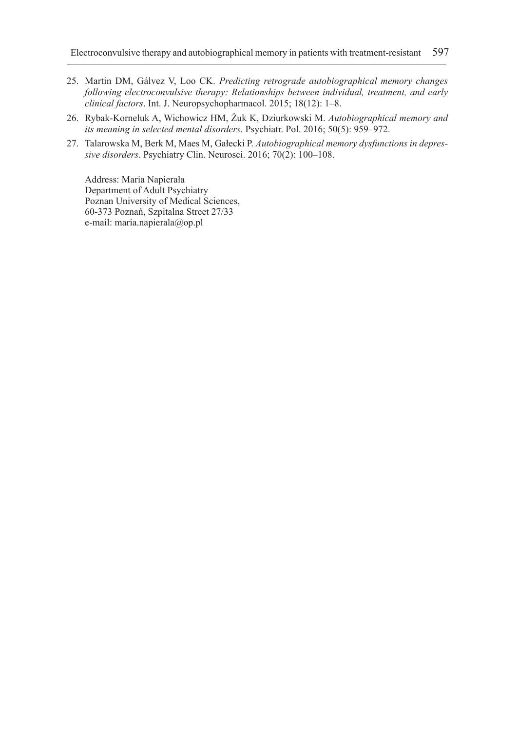25. Martin DM, Gálvez V, Loo CK. *Predicting retrograde autobiographical memory changes following electroconvulsive therapy: Relationships between individual, treatment, and early clinical factors*. Int. J. Neuropsychopharmacol. 2015; 18(12): 1–8.
26. Rybak-Korneluk A, Wichowicz HM, Żuk K, Dziurkowski M. *Autobiographical memory and its meaning in selected mental disorders*. Psychiatr. Pol. 2016; 50(5): 959–972.
27. Talarowska M, Berk M, Maes M, Gałecki P. *Autobiographical memory dysfunctions in depressive disorders*. Psychiatry Clin. Neurosci. 2016; 70(2): 100–108.

Address: Maria Napierała
Department of Adult Psychiatry
Poznan University of Medical Sciences,
60-373 Poznań, Szpitalna Street 27/33
e-mail: maria.napierala@op.pl